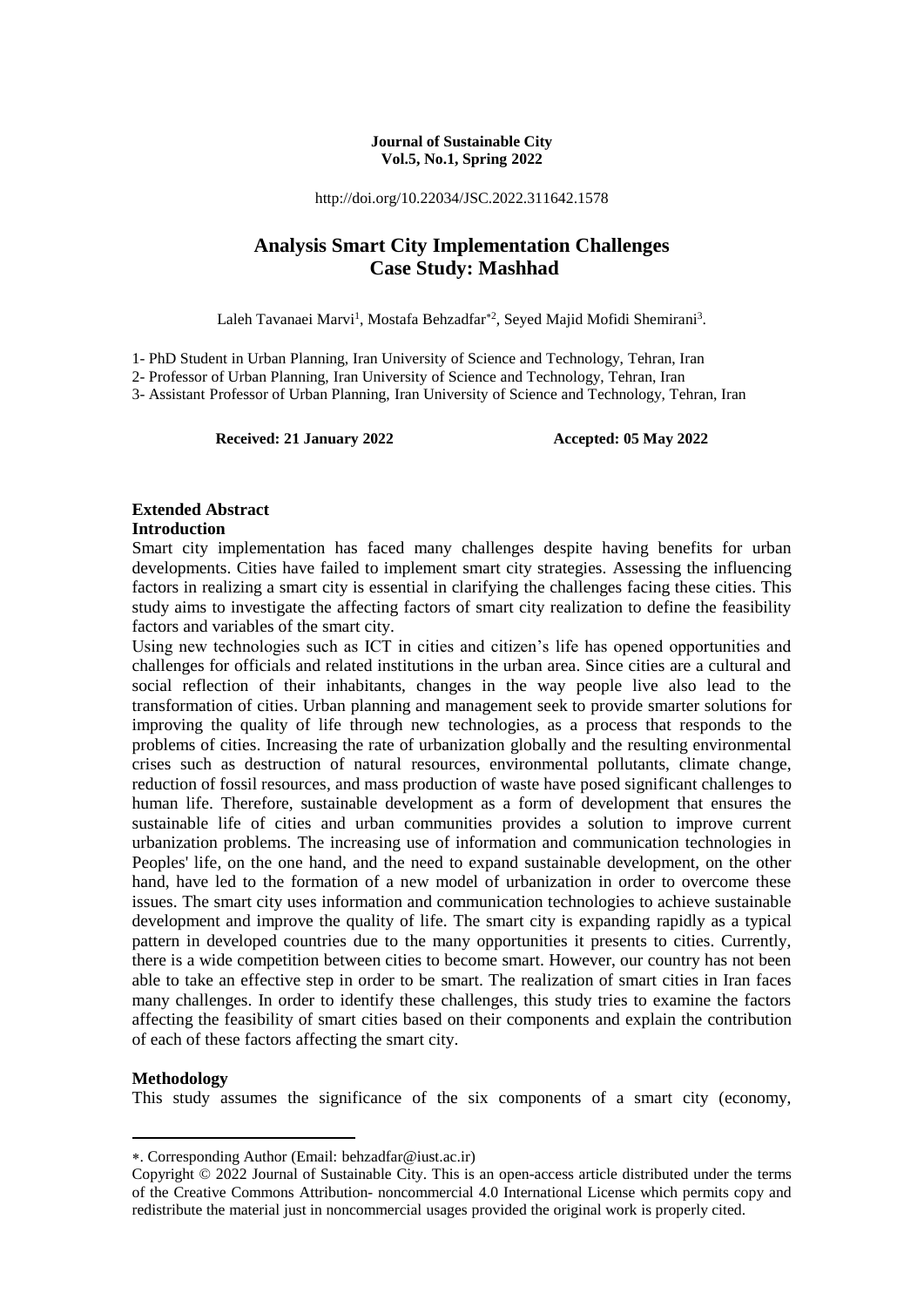**Journal of Sustainable City**
**Vol.5, No.1, Spring 2022**

http://doi.org/10.22034/JSC.2022.311642.1578

# Analysis Smart City Implementation Challenges Case Study: Mashhad

Laleh Tavanaei Marvi[1], Mostafa Behzadfar*[2], Seyed Majid Mofidi Shemirani[3].

1- PhD Student in Urban Planning, Iran University of Science and Technology, Tehran, Iran
2- Professor of Urban Planning, Iran University of Science and Technology, Tehran, Iran
3- Assistant Professor of Urban Planning, Iran University of Science and Technology, Tehran, Iran

**Received: 21 January 2022** **Accepted: 05 May 2022**

## Extended Abstract

### Introduction

Smart city implementation has faced many challenges despite having benefits for urban developments. Cities have failed to implement smart city strategies. Assessing the influencing factors in realizing a smart city is essential in clarifying the challenges facing these cities. This study aims to investigate the affecting factors of smart city realization to define the feasibility factors and variables of the smart city.

Using new technologies such as ICT in cities and citizen's life has opened opportunities and challenges for officials and related institutions in the urban area. Since cities are a cultural and social reflection of their inhabitants, changes in the way people live also lead to the transformation of cities. Urban planning and management seek to provide smarter solutions for improving the quality of life through new technologies, as a process that responds to the problems of cities. Increasing the rate of urbanization globally and the resulting environmental crises such as destruction of natural resources, environmental pollutants, climate change, reduction of fossil resources, and mass production of waste have posed significant challenges to human life. Therefore, sustainable development as a form of development that ensures the sustainable life of cities and urban communities provides a solution to improve current urbanization problems. The increasing use of information and communication technologies in Peoples' life, on the one hand, and the need to expand sustainable development, on the other hand, have led to the formation of a new model of urbanization in order to overcome these issues. The smart city uses information and communication technologies to achieve sustainable development and improve the quality of life. The smart city is expanding rapidly as a typical pattern in developed countries due to the many opportunities it presents to cities. Currently, there is a wide competition between cities to become smart. However, our country has not been able to take an effective step in order to be smart. The realization of smart cities in Iran faces many challenges. In order to identify these challenges, this study tries to examine the factors affecting the feasibility of smart cities based on their components and explain the contribution of each of these factors affecting the smart city.

### Methodology

This study assumes the significance of the six components of a smart city (economy,

---

*. Corresponding Author (Email: behzadfar@iust.ac.ir)

Copyright © 2022 Journal of Sustainable City. This is an open-access article distributed under the terms of the Creative Commons Attribution- noncommercial 4.0 International License which permits copy and redistribute the material just in noncommercial usages provided the original work is properly cited.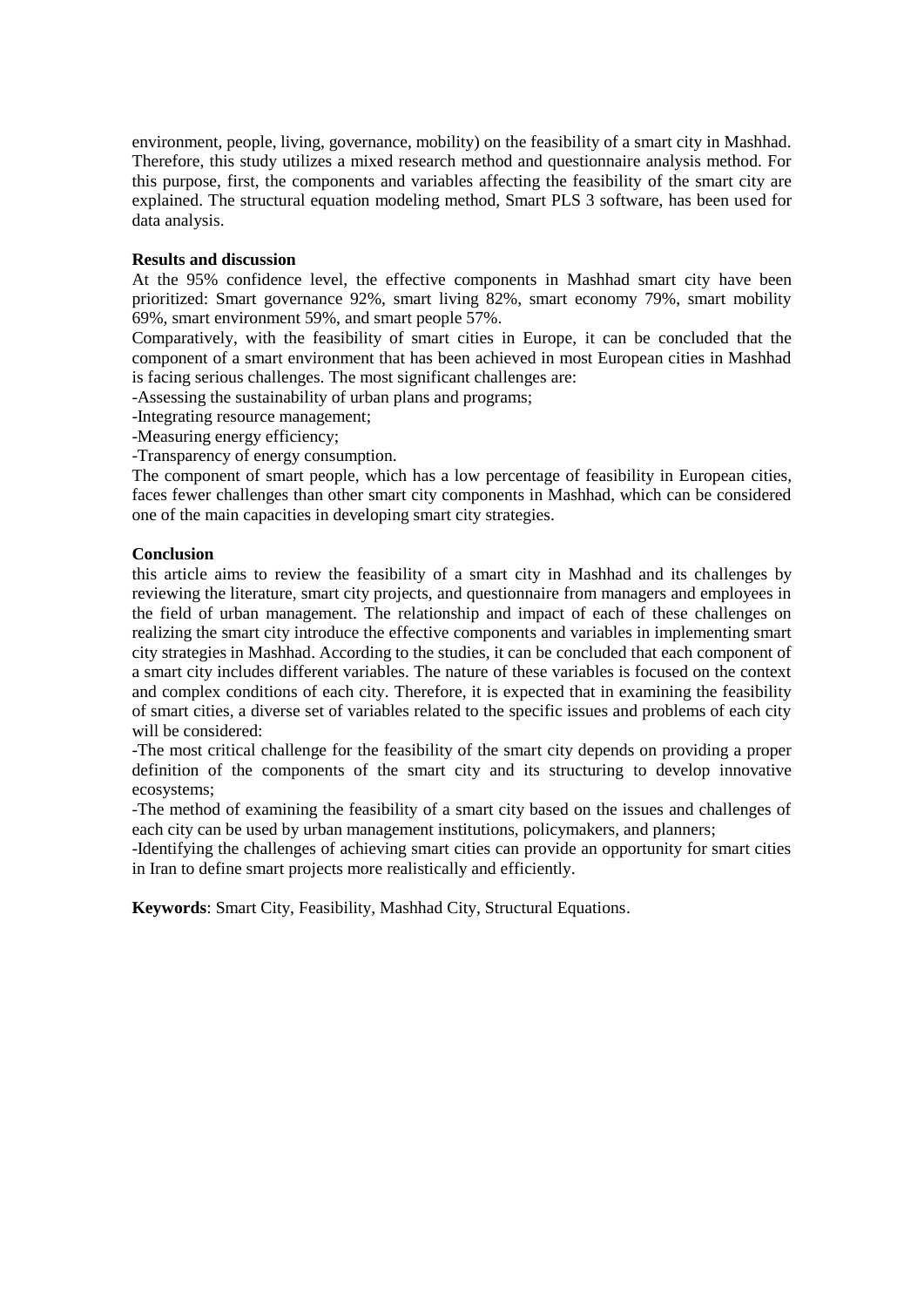environment, people, living, governance, mobility) on the feasibility of a smart city in Mashhad. Therefore, this study utilizes a mixed research method and questionnaire analysis method. For this purpose, first, the components and variables affecting the feasibility of the smart city are explained. The structural equation modeling method, Smart PLS 3 software, has been used for data analysis.

**Results and discussion**

At the 95% confidence level, the effective components in Mashhad smart city have been prioritized: Smart governance 92%, smart living 82%, smart economy 79%, smart mobility 69%, smart environment 59%, and smart people 57%.

Comparatively, with the feasibility of smart cities in Europe, it can be concluded that the component of a smart environment that has been achieved in most European cities in Mashhad is facing serious challenges. The most significant challenges are:

-Assessing the sustainability of urban plans and programs;

-Integrating resource management;

-Measuring energy efficiency;

-Transparency of energy consumption.

The component of smart people, which has a low percentage of feasibility in European cities, faces fewer challenges than other smart city components in Mashhad, which can be considered one of the main capacities in developing smart city strategies.

**Conclusion**

this article aims to review the feasibility of a smart city in Mashhad and its challenges by reviewing the literature, smart city projects, and questionnaire from managers and employees in the field of urban management. The relationship and impact of each of these challenges on realizing the smart city introduce the effective components and variables in implementing smart city strategies in Mashhad. According to the studies, it can be concluded that each component of a smart city includes different variables. The nature of these variables is focused on the context and complex conditions of each city. Therefore, it is expected that in examining the feasibility of smart cities, a diverse set of variables related to the specific issues and problems of each city will be considered:

-The most critical challenge for the feasibility of the smart city depends on providing a proper definition of the components of the smart city and its structuring to develop innovative ecosystems;

-The method of examining the feasibility of a smart city based on the issues and challenges of each city can be used by urban management institutions, policymakers, and planners;

-Identifying the challenges of achieving smart cities can provide an opportunity for smart cities in Iran to define smart projects more realistically and efficiently.

**Keywords**: Smart City, Feasibility, Mashhad City, Structural Equations.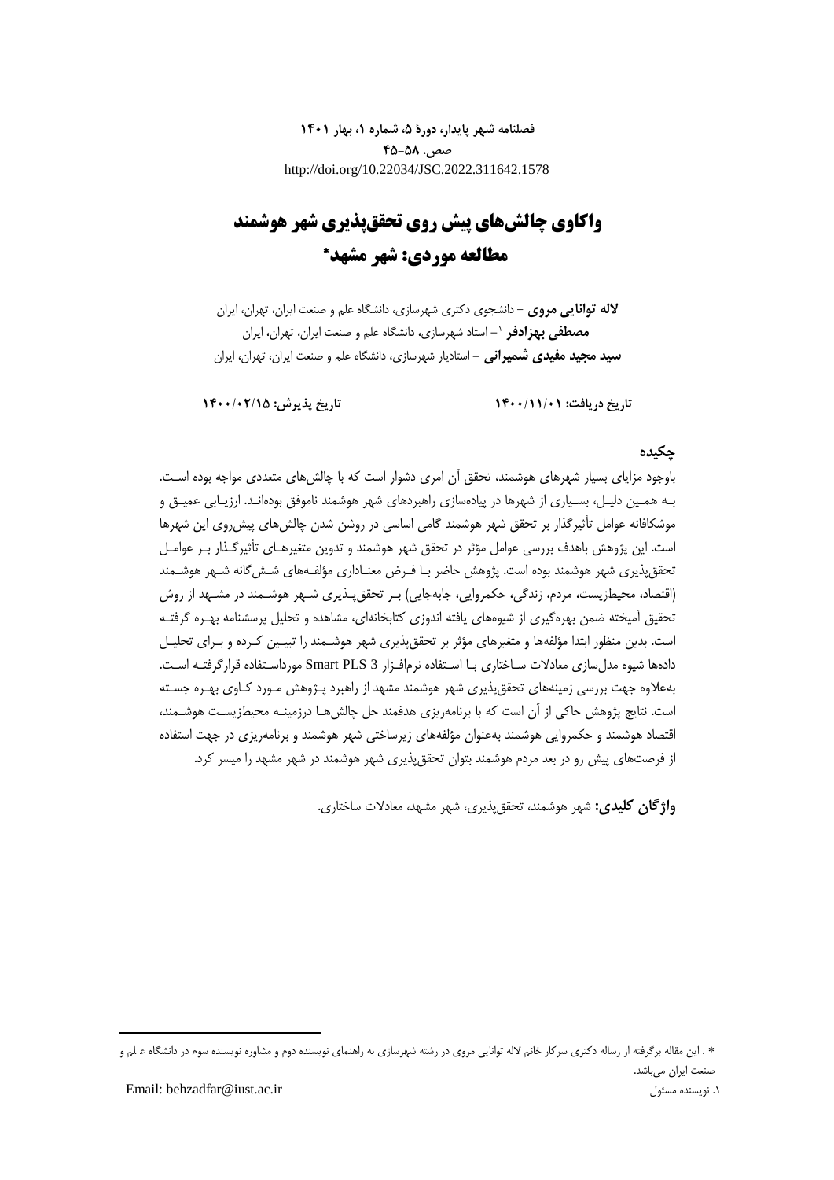فصلنامه شهر پایدار، دورهٔ ۵، شماره ۱، بهار ۱۴۰۱

صص. ۵۸-۴۵

http://doi.org/10.22034/JSC.2022.311642.1578

# واکاوی چالش‌های پیش روی تحقق‌پذیری شهر هوشمند
# مطالعه موردی: شهر مشهد*

**لاله توانایی مروی** – دانشجوی دکتری شهرسازی، دانشگاه علم و صنعت ایران، تهران، ایران

**مصطفی بهزادفر** [۱] – استاد شهرسازی، دانشگاه علم و صنعت ایران، تهران، ایران

**سید مجید مفیدی شمیرانی** – استادیار شهرسازی، دانشگاه علم و صنعت ایران، تهران، ایران

**تاریخ دریافت: ۱۴۰۰/۱۱/۰۱** **تاریخ پذیرش: ۱۴۰۰/۰۲/۱۵**

## چکیده

باوجود مزایای بسیار شهرهای هوشمند، تحقق آن امری دشوار است که با چالش‌های متعددی مواجه بوده است. بـه همـین دلیـل، بسـیاری از شهرها در پیاده‌سازی راهبردهای شهر هوشمند ناموفق بوده‌انـد. ارزیـابی عمیـق و موشکافانه عوامل تأثیرگذار بر تحقق شهر هوشمند گامی اساسی در روشن شدن چالش‌های پیش‌روی این شهرها است. این پژوهش باهدف بررسی عوامل مؤثر در تحقق شهر هوشمند و تدوین متغیرهـای تأثیرگـذار بـر عوامـل تحقق‌پذیری شهر هوشمند بوده است. پژوهش حاضر بـا فـرض معنـاداری مؤلفـه‌های شـش‌گانه شـهر هوشـمند (اقتصاد، محیط‌زیست، مردم، زندگی، حکمروایی، جابه‌جایی) بـر تحقق‌پـذیری شـهر هوشـمند در مشـهد از روش تحقیق آمیخته ضمن بهره‌گیری از شیوه‌های یافته اندوزی کتابخانه‌ای، مشاهده و تحلیل پرسشنامه بهـره گرفتـه است. بدین منظور ابتدا مؤلفه‌ها و متغیرهای مؤثر بر تحقق‌پذیری شهر هوشـمند را تبیـین کـرده و بـرای تحلیـل داده‌ها شیوه مدل‌سازی معادلات سـاختاری بـا اسـتفاده نرم‌افـزار Smart PLS 3 مورداسـتفاده قرارگرفتـه اسـت. به‌علاوه جهت بررسی زمینه‌های تحقق‌پذیری شهر هوشمند مشهد از راهبرد پـژوهش مـورد کـاوی بهـره جسـته است. نتایج پژوهش حاکی از آن است که با برنامه‌ریزی هدفمند حل چالش‌هـا درزمینـه محیط‌زیسـت هوشـمند، اقتصاد هوشمند و حکمروایی هوشمند به‌عنوان مؤلفه‌های زیرساختی شهر هوشمند و برنامه‌ریزی در جهت استفاده از فرصت‌های پیش رو در بعد مردم هوشمند بتوان تحقق‌پذیری شهر هوشمند در شهر مشهد را میسر کرد.

**واژگان کلیدی:** شهر هوشمند، تحقق‌پذیری، شهر مشهد، معادلات ساختاری.

---

* . این مقاله برگرفته از رساله دکتری سرکار خانم لاله توانایی مروی در رشته شهرسازی به راهنمای نویسنده دوم و مشاوره نویسنده سوم در دانشگاه ع لم و صنعت ایران می‌باشد.

۱. نویسنده مسئول Email: behzadfar@iust.ac.ir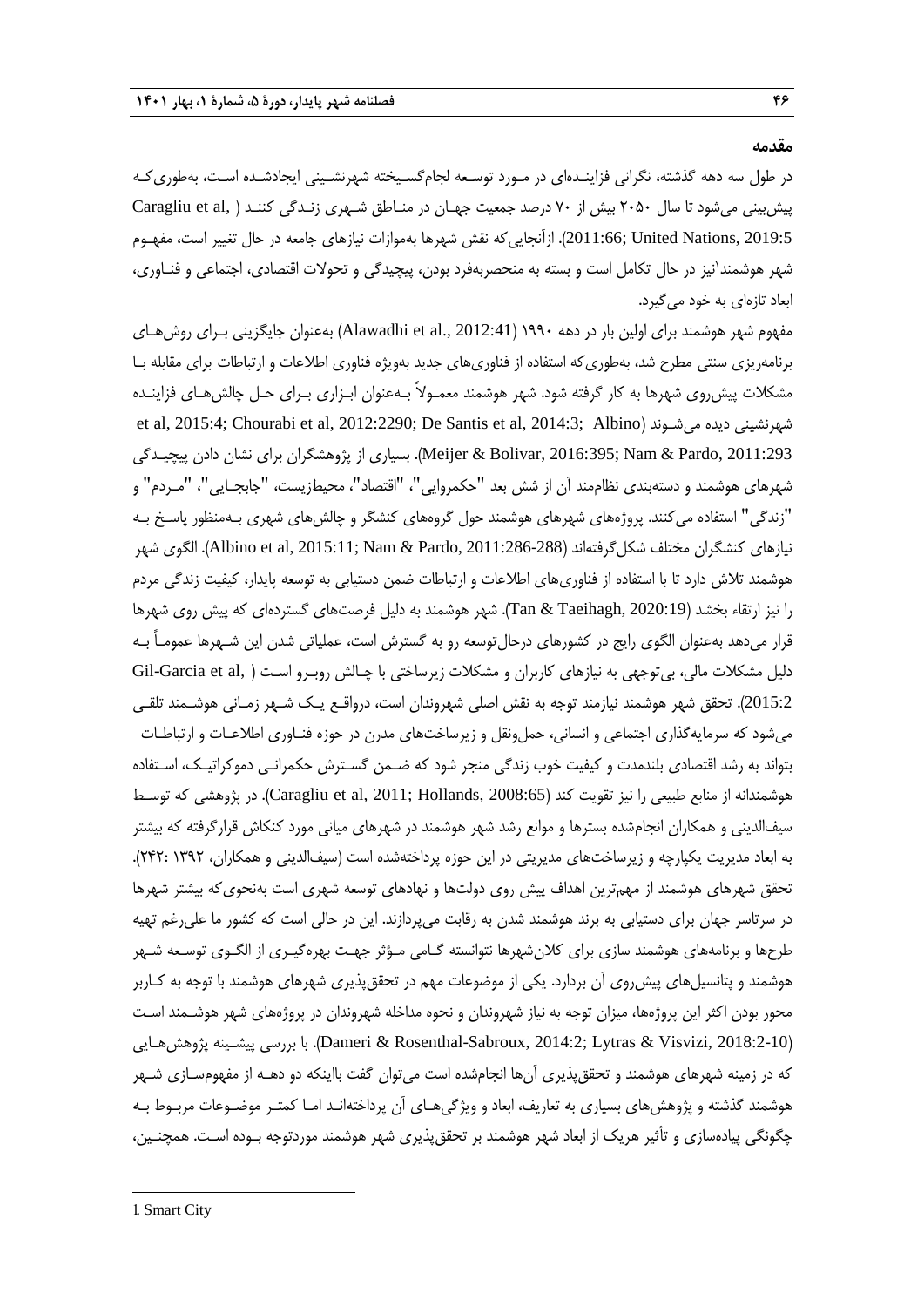## مقدمه

در طول سه دهه گذشته، نگرانی فزاینده‌ای در مورد توسعه لجام‌گسیخته شهرنشینی ایجادشده است، به‌طوری‌که پیش‌بینی می‌شود تا سال ۲۰۵۰ بیش از ۷۰ درصد جمعیت جهان در مناطق شهری زندگی کنند (Caragliu et al, 2011:66; United Nations, 2019:5). ازآنجایی‌که نقش شهرها به‌موازات نیازهای جامعه در حال تغییر است، مفهوم شهر هوشمند[1]نیز در حال تکامل است و بسته به منحصربه‌فرد بودن، پیچیدگی و تحولات اقتصادی، اجتماعی و فناوری، ابعاد تازه‌ای به خود می‌گیرد.

مفهوم شهر هوشمند برای اولین بار در دهه ۱۹۹۰ (Alawadhi et al., 2012:41) به‌عنوان جایگزینی برای روش‌های برنامه‌ریزی سنتی مطرح شد، به‌طوری‌که استفاده از فناوری‌های جدید به‌ویژه فناوری اطلاعات و ارتباطات برای مقابله با مشکلات پیش‌روی شهرها به کار گرفته شود. شهر هوشمند معمولاً به‌عنوان ابزاری برای حل چالش‌های فزاینده شهرنشینی دیده می‌شوند (Albino et al, 2015:4; Chourabi et al, 2012:2290; De Santis et al, 2014:3; Meijer & Bolivar, 2016:395; Nam & Pardo, 2011:293). بسیاری از پژوهشگران برای نشان دادن پیچیدگی شهرهای هوشمند و دسته‌بندی نظام‌مند آن از شش بعد "حکمروایی"، "اقتصاد"، محیط‌زیست، "جابجایی"، "مردم" و "زندگی" استفاده می‌کنند. پروژه‌های شهرهای هوشمند حول گروه‌های کنشگر و چالش‌های شهری به‌منظور پاسخ به نیازهای کنشگران مختلف شکل‌گرفته‌اند (Albino et al, 2015:11; Nam & Pardo, 2011:286-288). الگوی شهر هوشمند تلاش دارد تا با استفاده از فناوری‌های اطلاعات و ارتباطات ضمن دستیابی به توسعه پایدار، کیفیت زندگی مردم را نیز ارتقاء بخشد (Tan & Taeihagh, 2020:19). شهر هوشمند به دلیل فرصت‌های گسترده‌ای که پیش روی شهرها قرار می‌دهد به‌عنوان الگوی رایج در کشورهای درحال‌توسعه رو به گسترش است، عملیاتی شدن این شهرها عموماً به دلیل مشکلات مالی، بی‌توجهی به نیازهای کاربران و مشکلات زیرساختی با چالش روبرو است (Gil-Garcia et al, 2015:2). تحقق شهر هوشمند نیازمند توجه به نقش اصلی شهروندان است، درواقع یک شهر زمانی هوشمند تلقی می‌شود که سرمایه‌گذاری اجتماعی و انسانی، حمل‌ونقل و زیرساخت‌های مدرن در حوزه فناوری اطلاعات و ارتباطات بتواند به رشد اقتصادی بلندمدت و کیفیت خوب زندگی منجر شود که ضمن گسترش حکمرانی دموکراتیک، استفاده هوشمندانه از منابع طبیعی را نیز تقویت کند (Caragliu et al, 2011; Hollands, 2008:65). در پژوهشی که توسط سیف‌الدینی و همکاران انجام‌شده بسترها و موانع رشد شهر هوشمند در شهرهای میانی مورد کنکاش قرارگرفته که بیشتر به ابعاد مدیریت یکپارچه و زیرساخت‌های مدیریتی در این حوزه پرداخته‌شده است (سیف‌الدینی و همکاران، ۱۳۹۲ :۲۴۲). تحقق شهرهای هوشمند از مهم‌ترین اهداف پیش روی دولت‌ها و نهادهای توسعه شهری است به‌نحوی‌که بیشتر شهرها در سرتاسر جهان برای دستیابی به برند هوشمند شدن به رقابت می‌پردازند. این در حالی است که کشور ما علی‌رغم تهیه طرح‌ها و برنامه‌های هوشمند سازی برای کلان‌شهرها نتوانسته گامی مؤثر جهت بهره‌گیری از الگوی توسعه شهر هوشمند و پتانسیل‌های پیش‌روی آن بردارد. یکی از موضوعات مهم در تحقق‌پذیری شهرهای هوشمند با توجه به کاربر محور بودن اکثر این پروژه‌ها، میزان توجه به نیاز شهروندان و نحوه مداخله شهروندان در پروژه‌های شهر هوشمند است (Dameri & Rosenthal-Sabroux, 2014:2; Lytras & Visvizi, 2018:2-10). با بررسی پیشینه پژوهش‌هایی که در زمینه شهرهای هوشمند و تحقق‌پذیری آن‌ها انجام‌شده است می‌توان گفت بااینکه دو دهه از مفهوم‌سازی شهر هوشمند گذشته و پژوهش‌های بسیاری به تعاریف، ابعاد و ویژگی‌های آن پرداخته‌اند اما کمتر موضوعات مربوط به چگونگی پیاده‌سازی و تأثیر هریک از ابعاد شهر هوشمند بر تحقق‌پذیری شهر هوشمند موردتوجه بوده است. همچنین،

---

1. Smart City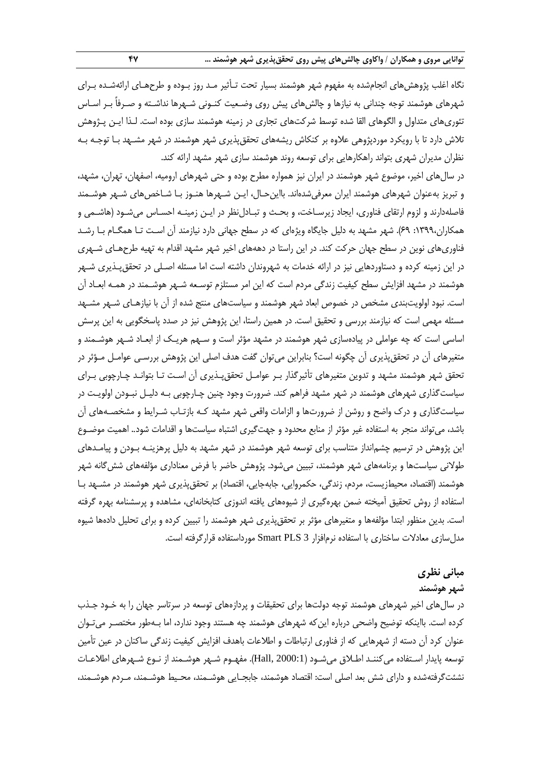نگاه اغلب پژوهش‌های انجام‌شده به مفهوم شهر هوشمند بسیار تحت تـأثیر مـد روز بـوده و طرح‌هـای ارائه‌شـده بـرای شهرهای هوشمند توجه چندانی به نیازها و چالش‌های پیش روی وضـعیت کنـونی شـهرها نداشـته و صـرفاً بـر اسـاس تئوری‌های متداول و الگوهای القا شده توسط شرکت‌های تجاری در زمینه هوشمند سازی بوده است. لـذا ایـن پـژوهش تلاش دارد تا با رویکرد موردپژوهی علاوه بر کنکاش ریشه‌های تحقق‌پذیری شهر هوشمند در شهر مشـهد بـا توجـه بـه نظران مدیران شهری بتواند راهکارهایی برای توسعه روند هوشمند سازی شهر مشهد ارائه کند.

در سال‌های اخیر، موضوع شهر هوشمند در ایران نیز همواره مطرح بوده و حتی شهرهای ارومیه، اصفهان، تهران، مشهد، و تبریز به‌عنوان شهرهای هوشمند ایران معرفی‌شده‌اند. بااین‌حـال، ایـن شـهرها هنـوز بـا شـاخص‌های شـهر هوشـمند فاصله‌دارند و لزوم ارتقای فناوری، ایجاد زیرسـاخت، و بحـث و تبـادل‌نظر در ایـن زمینـه احسـاس می‌شـود (هاشـمی و همکاران،۱۳۹۹: ۶۹). شهر مشهد به دلیل جایگاه ویژه‌ای که در سطح جهانی دارد نیازمند آن اسـت تـا همگـام بـا رشـد فناوری‌های نوین در سطح جهان حرکت کند. در این راستا در دهه‌های اخیر شهر مشهد اقدام به تهیه طرح‌هـای شـهری در این زمینه کرده و دستاوردهایی نیز در ارائه خدمات به شهروندان داشته است اما مسئله اصـلی در تحقق‌پـذیری شـهر هوشمند در مشهد افزایش سطح کیفیت زندگی مردم است که این امر مستلزم توسـعه شـهر هوشـمند در همـه ابعـاد آن است. نبود اولویت‌بندی مشخص در خصوص ابعاد شهر هوشمند و سیاست‌های منتج شده از آن با نیازهـای شـهر مشـهد مسئله مهمی است که نیازمند بررسی و تحقیق است. در همین راستا، این پژوهش نیز در صدد پاسخگویی به این پرسش اساسی است که چه عواملی در پیاده‌سازی شهر هوشمند در مشهد مؤثر است و سـهم هریـک از ابعـاد شـهر هوشـمند و متغیرهای آن در تحقق‌پذیری آن چگونه است؟ بنابراین می‌توان گفت هدف اصلی این پژوهش بررسـی عوامـل مـؤثر در تحقق شهر هوشمند مشهد و تدوین متغیرهای تأثیرگذار بـر عوامـل تحقق‌پـذیری آن اسـت تـا بتوانـد چـارچوبی بـرای سیاست‌گذاری شهرهای هوشمند در شهر مشهد فراهم کند. ضرورت وجود چنین چـارچوبی بـه دلیـل نبـودن اولویـت در سیاست‌گذاری و درک واضح و روشن از ضرورت‌ها و الزامات واقعی شهر مشهد کـه بازتـاب شـرایط و مشخصـه‌های آن باشد، می‌تواند منجر به استفاده غیر مؤثر از منابع محدود و جهت‌گیری اشتباه سیاست‌ها و اقدامات شود.. اهمیت موضـوع این پژوهش در ترسیم چشم‌انداز متناسب برای توسعه شهر هوشمند در شهر مشهد به دلیل پرهزینـه بـودن و پیامـدهای طولانی سیاست‌ها و برنامه‌های شهر هوشمند، تبیین می‌شود. پژوهش حاضر با فرض معناداری مؤلفه‌های شش‌گانه شهر هوشمند (اقتصاد، محیط‌زیست، مردم، زندگی، حکمروایی، جابه‌جایی، اقتصاد) بر تحقق‌پذیری شهر هوشمند در مشـهد بـا استفاده از روش تحقیق آمیخته ضمن بهره‌گیری از شیوه‌های یافته اندوزی کتابخانه‌ای، مشاهده و پرسشنامه بهره گرفته است. بدین منظور ابتدا مؤلفه‌ها و متغیرهای مؤثر بر تحقق‌پذیری شهر هوشمند را تبیین کرده و برای تحلیل داده‌ها شیوه مدل‌سازی معادلات ساختاری با استفاده نرم‌افزار Smart PLS 3 مورداستفاده قرارگرفته است.

## مبانی نظری

### شهر هوشمند

در سال‌های اخیر شهرهای هوشمند توجه دولت‌ها برای تحقیقات و پردازه‌های توسعه در سرتاسر جهان را به خـود جـذب کرده است. بااینکه توضیح واضحی درباره این‌که شهرهای هوشمند چه هستند وجود ندارد، اما بـه‌طور مختصـر می‌تـوان عنوان کرد آن دسته از شهرهایی که از فناوری ارتباطات و اطلاعات باهدف افزایش کیفیت زندگی ساکنان در عین تأمین توسعه پایدار اسـتفاده می‌کننـد اطـلاق می‌شـود (Hall, 2000:1). مفهـوم شـهر هوشـمند از نـوع شـهرهای اطلاعـات نشئت‌گرفته‌شده و دارای شش بعد اصلی است: اقتصاد هوشمند، جابجـایی هوشـمند، محـیط هوشـمند، مـردم هوشـمند،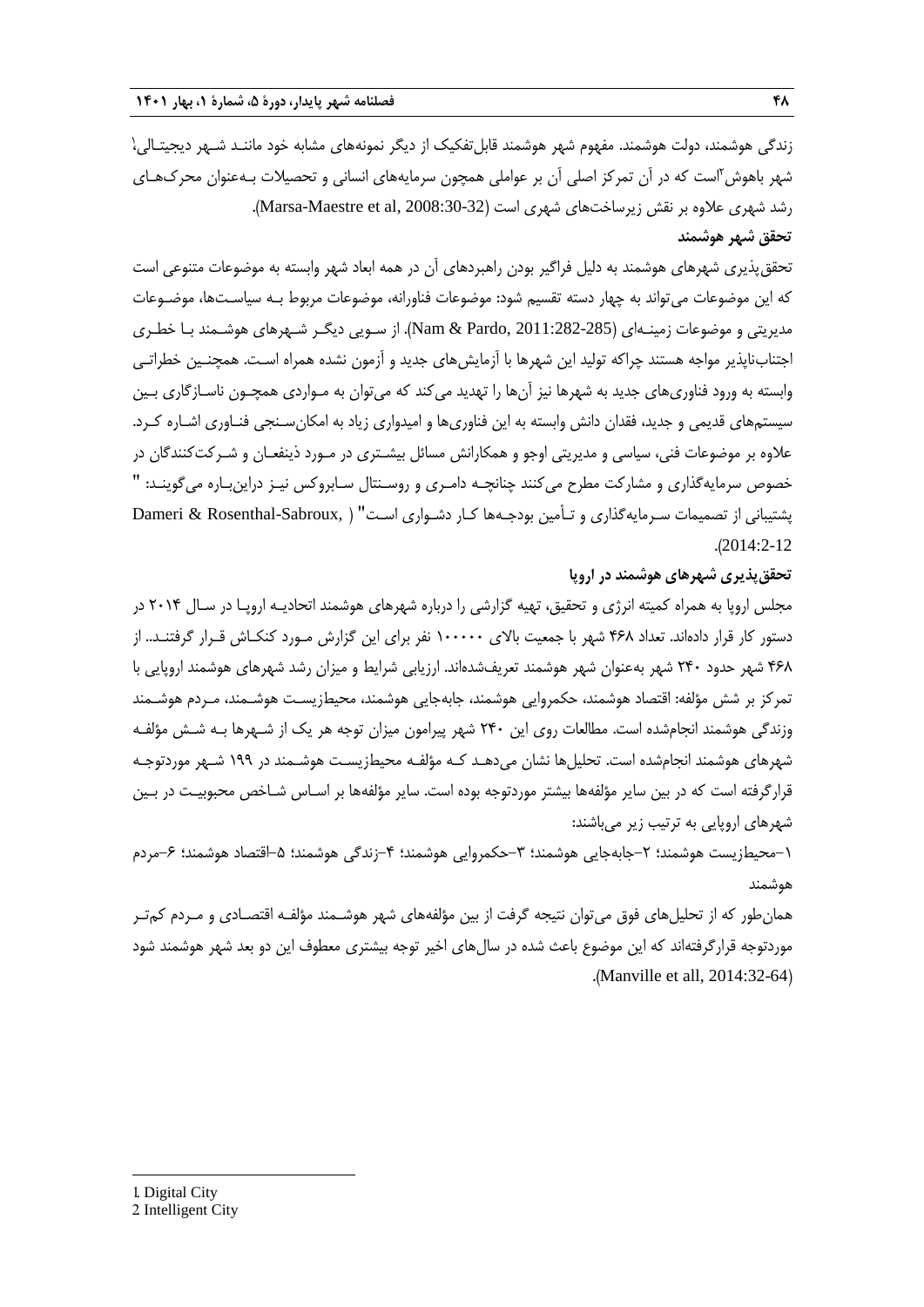زندگی هوشمند، دولت هوشمند. مفهوم شهر هوشمند قابل‌تفکیک از دیگر نمونه‌های مشابه خود مانند شهر دیجیتالی[1] شهر باهوش[2] است که در آن تمرکز اصلی آن بر عواملی همچون سرمایه‌های انسانی و تحصیلات به‌عنوان محرک‌های رشد شهری علاوه بر نقش زیرساخت‌های شهری است (Marsa-Maestre et al, 2008:30-32).

**تحقق شهر هوشمند**

تحقق‌پذیری شهرهای هوشمند به دلیل فراگیر بودن راهبردهای آن در همه ابعاد شهر وابسته به موضوعات متنوعی است که این موضوعات می‌تواند به چهار دسته تقسیم شود: موضوعات فناورانه، موضوعات مربوط به سیاست‌ها، موضوعات مدیریتی و موضوعات زمینه‌ای (Nam & Pardo, 2011:282-285). از سویی دیگر شهرهای هوشمند با خطری اجتناب‌ناپذیر مواجه هستند چراکه تولید این شهرها با آزمایش‌های جدید و آزمون نشده همراه است. همچنین خطراتی وابسته به ورود فناوری‌های جدید به شهرها نیز آن‌ها را تهدید می‌کند که می‌توان به مواردی همچون ناسازگاری بین سیستم‌های قدیمی و جدید، فقدان دانش وابسته به این فناوری‌ها و امیدواری زیاد به امکان‌سنجی فناوری اشاره کرد. علاوه بر موضوعات فنی، سیاسی و مدیریتی اوجو و همکارانش مسائل بیشتری در مورد ذینفعان و شرکت‌کنندگان در خصوص سرمایه‌گذاری و مشارکت مطرح می‌کنند چنانچه دامری و روسنتال سابروکس نیز دراین‌باره می‌گویند: " پشتیبانی از تصمیمات سرمایه‌گذاری و تأمین بودجه‌ها کار دشواری است" (Dameri & Rosenthal-Sabroux, 2014:2-12).

**تحقق‌پذیری شهرهای هوشمند در اروپا**

مجلس اروپا به همراه کمیته انرژی و تحقیق، تهیه گزارشی را درباره شهرهای هوشمند اتحادیه اروپا در سال ۲۰۱۴ در دستور کار قرار داده‌اند. تعداد ۴۶۸ شهر با جمعیت بالای ۱۰۰۰۰۰ نفر برای این گزارش مورد کنکاش قرار گرفتند.. از ۴۶۸ شهر حدود ۲۴۰ شهر به‌عنوان شهر هوشمند تعریف‌شده‌اند. ارزیابی شرایط و میزان رشد شهرهای هوشمند اروپایی با تمرکز بر شش مؤلفه: اقتصاد هوشمند، حکمروایی هوشمند، جابه‌جایی هوشمند، محیط‌زیست هوشمند، مردم هوشمند وزندگی هوشمند انجام‌شده است. مطالعات روی این ۲۴۰ شهر پیرامون میزان توجه هر یک از شهرها به شش مؤلفه شهرهای هوشمند انجام‌شده است. تحلیل‌ها نشان می‌دهد که مؤلفه محیط‌زیست هوشمند در ۱۹۹ شهر موردتوجه قرارگرفته است که در بین سایر مؤلفه‌ها بیشتر موردتوجه بوده است. سایر مؤلفه‌ها بر اساس شاخص محبوبیت در بین شهرهای اروپایی به ترتیب زیر می‌باشند:

۱-محیط‌زیست هوشمند؛ ۲-جابه‌جایی هوشمند؛ ۳-حکمروایی هوشمند؛ ۴-زندگی هوشمند؛ ۵-اقتصاد هوشمند؛ ۶-مردم هوشمند

همان‌طور که از تحلیل‌های فوق می‌توان نتیجه گرفت از بین مؤلفه‌های شهر هوشمند مؤلفه اقتصادی و مردم کم‌تر موردتوجه قرارگرفته‌اند که این موضوع باعث شده در سال‌های اخیر توجه بیشتری معطوف این دو بعد شهر هوشمند شود (Manville et all, 2014:32-64).

---

1. Digital City
2. Intelligent City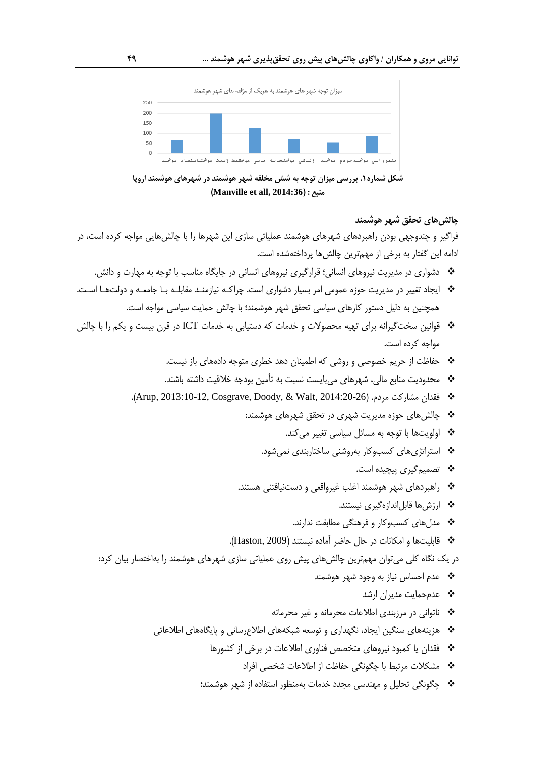میزان توجه شهر های هوشمند به هریک از مؤلفه های شهر هوشمند

| مؤلفه | مقدار (تقریبی) |
|---|---|
| اقتصاد هوشمند | 65 |
| محیط زیست هوشمند | 200 |
| جابه جایی هوشمند | 125 |
| زندگی هوشمند | 70 |
| مردم هوشمند | 50 |
| حکمروایی هوشمند | 85 |

**شکل شماره۱. بررسی میزان توجه به شش مخلفه شهر هوشمند در شهرهای هوشمند اروپا**

**منبع : (Manville et all, 2014:36)**

### چالش‌های تحقق شهر هوشمند

فراگیر و چندوجهی بودن راهبردهای شهرهای هوشمند عملیاتی سازی این شهرها را با چالش‌هایی مواجه کرده است، در ادامه این گفتار به برخی از مهم‌ترین چالش‌ها پرداخته‌شده است.

- ❖ دشواری در مدیریت نیروهای انسانی؛ قرارگیری نیروهای انسانی در جایگاه مناسب با توجه به مهارت و دانش.
- ❖ ایجاد تغییر در مدیریت حوزه عمومی امر بسیار دشواری است. چراکه نیازمند مقابله با جامعه و دولت‌ها است. همچنین به دلیل دستور کارهای سیاسی تحقق شهر هوشمند؛ با چالش حمایت سیاسی مواجه است.
- ❖ قوانین سخت‌گیرانه برای تهیه محصولات و خدمات که دستیابی به خدمات ICT در قرن بیست و یکم را با چالش مواجه کرده است.
- ❖ حفاظت از حریم خصوصی و روشی که اطمینان دهد خطری متوجه داده‌های باز نیست.
- ❖ محدودیت منابع مالی، شهرهای می‌بایست نسبت به تأمین بودجه خلاقیت داشته باشند.
- ❖ فقدان مشارکت مردم. (Arup, 2013:10-12, Cosgrave, Doody, & Walt, 2014:20-26).
- ❖ چالش‌های حوزه مدیریت شهری در تحقق شهرهای هوشمند:
- ❖ اولویت‌ها با توجه به مسائل سیاسی تغییر می‌کند.
- ❖ استراتژی‌های کسب‌وکار به‌روشنی ساختاربندی نمی‌شود.
- ❖ تصمیم‌گیری پیچیده است.
- ❖ راهبردهای شهر هوشمند اغلب غیرواقعی و دست‌نیافتنی هستند.
- ❖ ارزش‌ها قابل‌اندازه‌گیری نیستند.
- ❖ مدل‌های کسب‌وکار و فرهنگی مطابقت ندارند.
- ❖ قابلیت‌ها و امکانات در حال حاضر آماده نیستند (Haston, 2009).

در یک نگاه کلی می‌توان مهم‌ترین چالش‌های پیش روی عملیاتی سازی شهرهای هوشمند را به‌اختصار بیان کرد:

- ❖ عدم احساس نیاز به وجود شهر هوشمند
- ❖ عدم‌حمایت مدیران ارشد
- ❖ ناتوانی در مرزبندی اطلاعات محرمانه و غیر محرمانه
- ❖ هزینه‌های سنگین ایجاد، نگهداری و توسعه شبکه‌های اطلاع‌رسانی و پایگاه‌های اطلاعاتی
- ❖ فقدان یا کمبود نیروهای متخصص فناوری اطلاعات در برخی از کشورها
- ❖ مشکلات مرتبط با چگونگی حفاظت از اطلاعات شخصی افراد
- ❖ چگونگی تحلیل و مهندسی مجدد خدمات به‌منظور استفاده از شهر هوشمند؛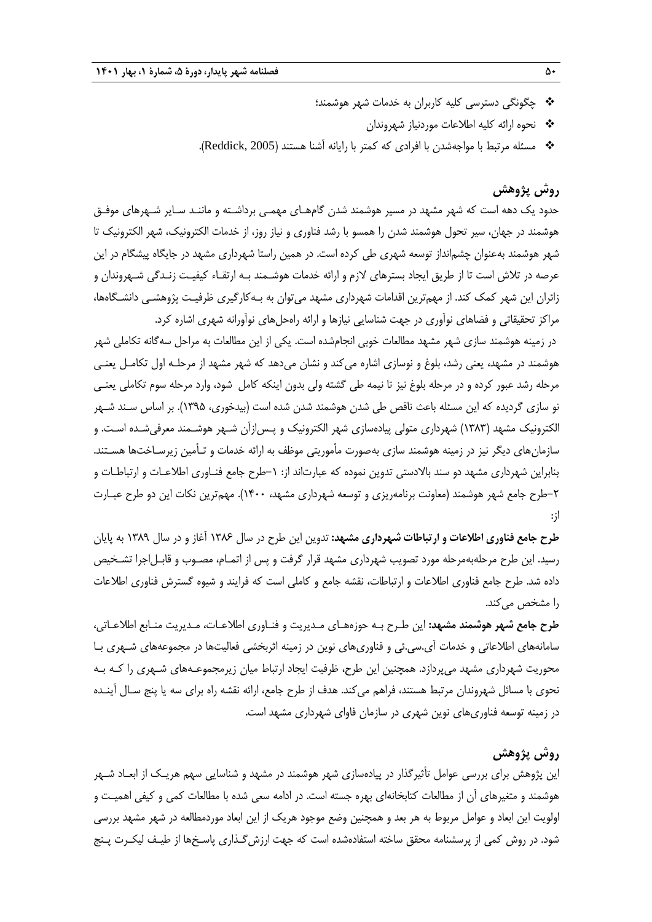- چگونگی دسترسی کلیه کاربران به خدمات شهر هوشمند؛
- نحوه ارائه کلیه اطلاعات موردنیاز شهروندان
- مسئله مرتبط با مواجه‌شدن با افرادی که کمتر با رایانه آشنا هستند (Reddick, 2005).

## روش پژوهش

حدود یک دهه است که شهر مشهد در مسیر هوشمند شدن گام‌های مهمی برداشته و مانند سایر شهرهای موفق هوشمند در جهان، سیر تحول هوشمند شدن را همسو با رشد فناوری و نیاز روز، از خدمات الکترونیک، شهر الکترونیک تا شهر هوشمند به‌عنوان چشم‌انداز توسعه شهری طی کرده است. در همین راستا شهرداری مشهد در جایگاه پیشگام در این عرصه در تلاش است تا از طریق ایجاد بسترهای لازم و ارائه خدمات هوشمند به ارتقاء کیفیت زندگی شهروندان و زائران این شهر کمک کند. از مهم‌ترین اقدامات شهرداری مشهد می‌توان به به‌کارگیری ظرفیت پژوهشی دانشگاه‌ها، مراکز تحقیقاتی و فضاهای نوآوری در جهت شناسایی نیازها و ارائه راه‌حل‌های نوآورانه شهری اشاره کرد.

در زمینه هوشمند سازی شهر مشهد مطالعات خوبی انجام‌شده است. یکی از این مطالعات به مراحل سه‌گانه تکاملی شهر هوشمند در مشهد، یعنی رشد، بلوغ و نوسازی اشاره می‌کند و نشان می‌دهد که شهر مشهد از مرحله اول تکامل یعنی مرحله رشد عبور کرده و در مرحله بلوغ نیز تا نیمه طی گشته ولی بدون اینکه کامل شود، وارد مرحله سوم تکاملی یعنی نو سازی گردیده که این مسئله باعث ناقص طی شدن هوشمند شدن شده است (بیدخوری، ۱۳۹۵). بر اساس سند شهر الکترونیک مشهد (۱۳۸۳) شهرداری متولی پیاده‌سازی شهر الکترونیک و پس‌ازآن شهر هوشمند معرفی‌شده است. و سازمان‌های دیگر نیز در زمینه هوشمند سازی به‌صورت مأموریتی موظف به ارائه خدمات و تأمین زیرساخت‌ها هستند. بنابراین شهرداری مشهد دو سند بالادستی تدوین نموده که عبارت‌اند از: ۱–طرح جامع فناوری اطلاعات و ارتباطات و ۲–طرح جامع شهر هوشمند (معاونت برنامه‌ریزی و توسعه شهرداری مشهد، ۱۴۰۰). مهم‌ترین نکات این دو طرح عبارت از:

**طرح جامع فناوری اطلاعات و ارتباطات شهرداری مشهد:** تدوین این طرح در سال ۱۳۸۶ آغاز و در سال ۱۳۸۹ به پایان رسید. این طرح مرحله‌به‌مرحله مورد تصویب شهرداری مشهد قرار گرفت و پس از اتمام، مصوب و قابل‌اجرا تشخیص داده شد. طرح جامع فناوری اطلاعات و ارتباطات، نقشه جامع و کاملی است که فرایند و شیوه گسترش فناوری اطلاعات را مشخص می‌کند.

**طرح جامع شهر هوشمند مشهد:** این طرح به حوزه‌های مدیریت و فناوری اطلاعات، مدیریت منابع اطلاعاتی، سامانه‌های اطلاعاتی و خدمات آی.سی.تی و فناوری‌های نوین در زمینه اثربخشی فعالیت‌ها در مجموعه‌های شهری با محوریت شهرداری مشهد می‌پردازد. همچنین این طرح، ظرفیت ایجاد ارتباط میان زیرمجموعه‌های شهری را که به نحوی با مسائل شهروندان مرتبط هستند، فراهم می‌کند. هدف از طرح جامع، ارائه نقشه راه برای سه یا پنج سال آینده در زمینه توسعه فناوری‌های نوین شهری در سازمان فاوای شهرداری مشهد است.

## روش پژوهش

این پژوهش برای بررسی عوامل تأثیرگذار در پیاده‌سازی شهر هوشمند در مشهد و شناسایی سهم هریک از ابعاد شهر هوشمند و متغیرهای آن از مطالعات کتابخانه‌ای بهره جسته است. در ادامه سعی شده با مطالعات کمی و کیفی اهمیت و اولویت این ابعاد و عوامل مربوط به هر بعد و همچنین وضع موجود هریک از این ابعاد موردمطالعه در شهر مشهد بررسی شود. در روش کمی از پرسشنامه محقق ساخته استفاده‌شده است که جهت ارزش‌گذاری پاسخ‌ها از طیف لیکرت پنج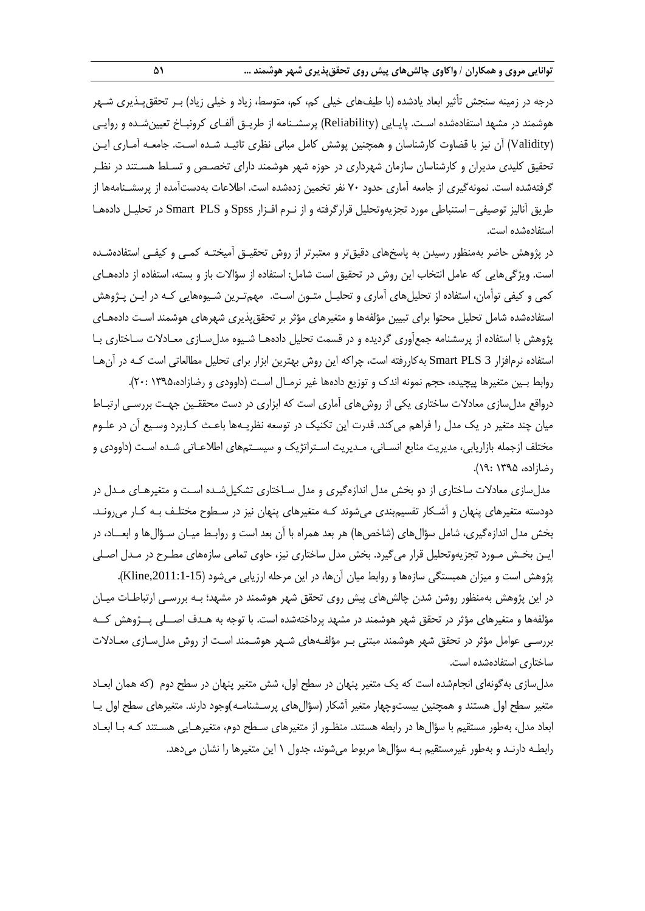درجه در زمینه سنجش تأثیر ابعاد یادشده (با طیف‌های خیلی کم، کم، متوسط، زیاد و خیلی زیاد) بـر تحقق‌پـذیری شـهر هوشمند در مشهد استفاده‌شده اسـت. پایـایی (Reliability) پرسشـنامه از طریـق آلفـای کرونبـاخ تعیین‌شـده و روایـی (Validity) آن نیز با قضاوت کارشناسان و همچنین پوشش کامل مبانی نظری تائیـد شـده اسـت. جامعـه آمـاری ایـن تحقیق کلیدی مدیران و کارشناسان سازمان شهرداری در حوزه شهر هوشمند دارای تخصـص و تسـلط هسـتند در نظـر گرفته‌شده است. نمونه‌گیری از جامعه آماری حدود ۷۰ نفر تخمین زده‌شده است. اطلاعات به‌دست‌آمده از پرسشـنامه‌ها از طریق آنالیز توصیفی- استنباطی مورد تجزیه‌وتحلیل قرارگرفته و از نـرم افـزار Spss و Smart PLS در تحلیـل داده‌هـا استفاده‌شده است.

در پژوهش حاضر به‌منظور رسیدن به پاسخ‌های دقیق‌تر و معتبرتر از روش تحقیـق آمیختـه کمـی و کیفـی استفاده‌شـده است. ویژگی‌هایی که عامل انتخاب این روش در تحقیق است شامل: استفاده از سؤالات باز و بسته، استفاده از داده‌هـای کمی و کیفی توأمان، استفاده از تحلیل‌های آماری و تحلیـل متـون اسـت. مهم‌تـرین شـیوه‌هایی کـه در ایـن پـژوهش استفاده‌شده شامل تحلیل محتوا برای تبیین مؤلفه‌ها و متغیرهای مؤثر بر تحقق‌پذیری شهرهای هوشمند اسـت داده‌هـای پژوهش با استفاده از پرسشنامه جمع‌آوری گردیده و در قسمت تحلیل داده‌هـا شـیوه مدل‌سـازی معـادلات سـاختاری بـا استفاده نرم‌افزار Smart PLS 3 به‌کاررفته است، چراکه این روش بهترین ابزار برای تحلیل مطالعاتی است کـه در آن‌هـا روابط بـین متغیرها پیچیده، حجم نمونه اندک و توزیع داده‌ها غیر نرمـال اسـت (داوودی و رضازاده،۱۳۹۵ :۲۰).

درواقع مدل‌سازی معادلات ساختاری یکی از روش‌های آماری است که ابزاری در دست محققـین جهـت بررسـی ارتبـاط میان چند متغیر در یک مدل را فراهم می‌کند. قدرت این تکنیک در توسعه نظریـه‌ها باعـث کـاربرد وسـیع آن در علـوم مختلف ازجمله بازاریابی، مدیریت منابع انسـانی، مـدیریت اسـتراتژیک و سیسـتم‌های اطلاعـاتی شـده اسـت (داوودی و رضازاده، ۱۳۹۵ :۱۹).

مدل‌سازی معادلات ساختاری از دو بخش مدل اندازه‌گیری و مدل سـاختاری تشکیل‌شـده اسـت و متغیرهـای مـدل در دودسته متغیرهای پنهان و آشـکار تقسیم‌بندی می‌شوند کـه متغیرهای پنهان نیز در سـطوح مختلـف بـه کـار می‌رونـد. بخش مدل اندازه‌گیری، شامل سؤال‌های (شاخص‌ها) هر بعد همراه با آن بعد است و روابـط میـان سـؤال‌ها و ابعـاد، در ایـن بخـش مـورد تجزیه‌وتحلیل قرار می‌گیرد. بخش مدل ساختاری نیز، حاوی تمامی سازه‌های مطـرح در مـدل اصـلی پژوهش است و میزان همبستگی سازه‌ها و روابط میان آن‌ها، در این مرحله ارزیابی می‌شود (Kline,2011:1-15).

در این پژوهش به‌منظور روشن شدن چالش‌های پیش روی تحقق شهر هوشمند در مشهد؛ بـه بررسـی ارتباطـات میـان مؤلفه‌ها و متغیرهای مؤثر در تحقق شهر هوشمند در مشهد پرداخته‌شده است. با توجه به هـدف اصـلی پـژوهش کـه بررسـی عوامل مؤثر در تحقق شهر هوشمند مبتنی بـر مؤلفـه‌های شـهر هوشـمند اسـت از روش مدل‌سـازی معـادلات ساختاری استفاده‌شده است.

مدل‌سازی به‌گونه‌ای انجام‌شده است که یک متغیر پنهان در سطح اول، شش متغیر پنهان در سطح دوم (که همان ابعـاد متغیر سطح اول هستند و همچنین بیست‌وچهار متغیر آشکار (سؤال‌های پرسـشنامـه)وجود دارند. متغیرهای سطح اول یـا ابعاد مدل، به‌طور مستقیم با سؤال‌ها در رابطه هستند. منظـور از متغیرهای سـطح دوم، متغیرهـایی هسـتند کـه بـا ابعـاد رابطـه دارنـد و به‌طور غیرمستقیم بـه سؤال‌ها مربوط می‌شوند، جدول ۱ این متغیرها را نشان می‌دهد.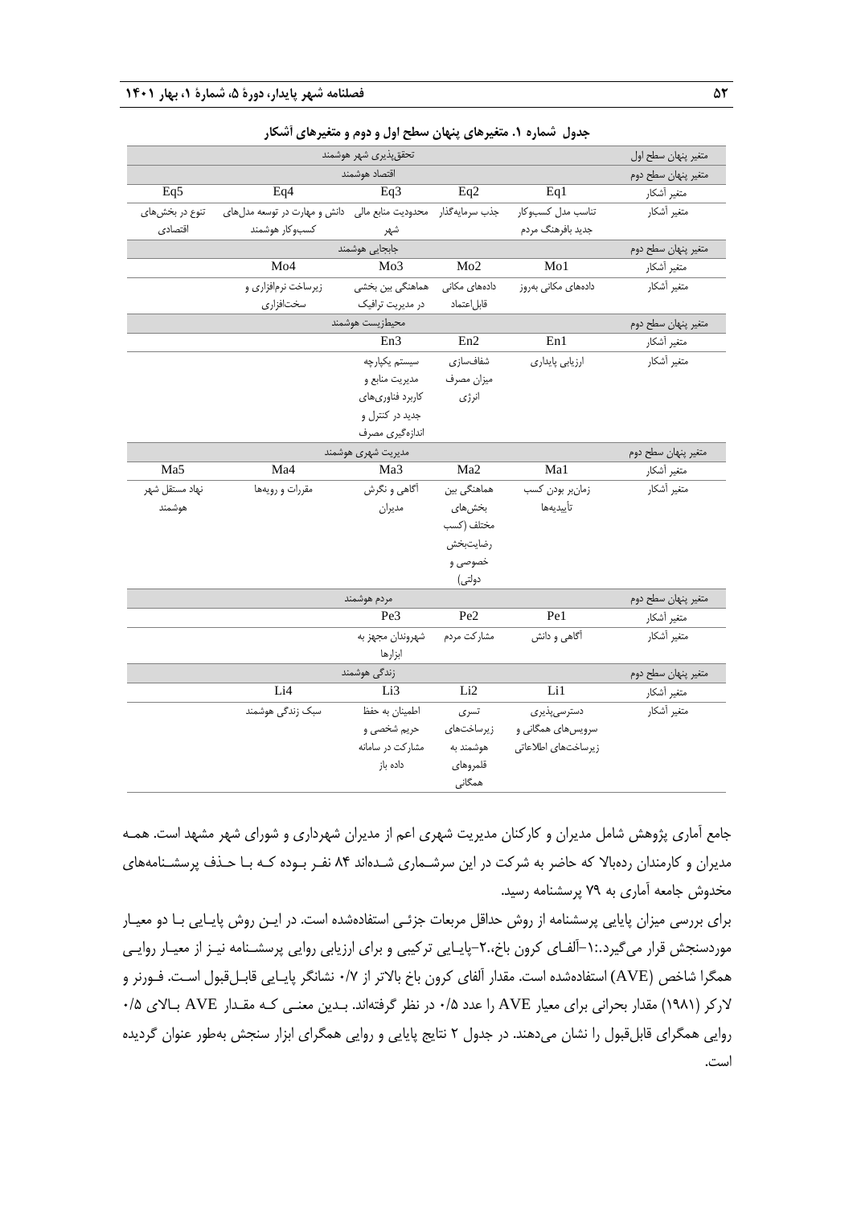**جدول شماره ۱. متغیرهای پنهان سطح اول و دوم و متغیرهای آشکار**

| متغیر پنهان سطح اول | تحقق‌پذیری شهر هوشمند | | | | |
|---|---|---|---|---|---|
| متغیر پنهان سطح دوم | اقتصاد هوشمند | | | | |
| متغیر آشکار | Eq1 | Eq2 | Eq3 | Eq4 | Eq5 |
| متغیر آشکار | تناسب مدل کسب‌وکار جدید بافرهنگ مردم | جذب سرمایه‌گذار | محدودیت منابع مالی شهر | دانش و مهارت در توسعه مدل‌های کسب‌وکار هوشمند | تنوع در بخش‌های اقتصادی |
| متغیر پنهان سطح دوم | جابجایی هوشمند | | | | |
| متغیر آشکار | Mo1 | Mo2 | Mo3 | Mo4 | |
| متغیر آشکار | داده‌های مکانی به‌روز | داده‌های مکانی قابل‌اعتماد | هماهنگی بین بخشی در مدیریت ترافیک | زیرساخت نرم‌افزاری و سخت‌افزاری | |
| متغیر پنهان سطح دوم | محیط‌زیست هوشمند | | | | |
| متغیر آشکار | En1 | En2 | En3 | | |
| متغیر آشکار | ارزیابی پایداری | شفاف‌سازی میزان مصرف انرژی | سیستم یکپارچه مدیریت منابع و کاربرد فناوری‌های جدید در کنترل و اندازه‌گیری مصرف | | |
| متغیر پنهان سطح دوم | مدیریت شهری هوشمند | | | | |
| متغیر آشکار | Ma1 | Ma2 | Ma3 | Ma4 | Ma5 |
| متغیر آشکار | زمان‌بر بودن کسب تأییدیه‌ها | هماهنگی بین بخش‌های مختلف (کسب رضایت‌بخش خصوصی و دولتی) | آگاهی و نگرش مدیران | مقررات و رویه‌ها | نهاد مستقل شهر هوشمند |
| متغیر پنهان سطح دوم | مردم هوشمند | | | | |
| متغیر آشکار | Pe1 | Pe2 | Pe3 | | |
| متغیر آشکار | آگاهی و دانش | مشارکت مردم | شهروندان مجهز به ابزارها | | |
| متغیر پنهان سطح دوم | زندگی هوشمند | | | | |
| متغیر آشکار | Li1 | Li2 | Li3 | Li4 | |
| متغیر آشکار | دسترسی‌پذیری سرویس‌های همگانی و زیرساخت‌های اطلاعاتی | تسری زیرساخت‌های هوشمند به قلمروهای همگانی | اطمینان به حفظ حریم شخصی و مشارکت در سامانه داده باز | سبک زندگی هوشمند | |

جامع آماری پژوهش شامل مدیران و کارکنان مدیریت شهری اعم از مدیران شهرداری و شورای شهر مشهد است. همه مدیران و کارمندان ردهبالا که حاضر به شرکت در این سرشماری شده‌اند ۸۴ نفر بوده که با حذف پرسشنامه‌های مخدوش جامعه آماری به ۷۹ پرسشنامه رسید.

برای بررسی میزان پایایی پرسشنامه از روش حداقل مربعات جزئی استفاده‌شده است. در این روش پایایی با دو معیار موردسنجش قرار می‌گیرد.:۱-آلفای کرون باخ،۲-پایایی ترکیبی و برای ارزیابی روایی پرسشنامه نیز از معیار روایی همگرا شاخص (AVE) استفاده‌شده است. مقدار آلفای کرون باخ بالاتر از ۰/۷ نشانگر پایایی قابل‌قبول است. فورنر و لارکر (۱۹۸۱) مقدار بحرانی برای معیار AVE را عدد ۰/۵ در نظر گرفته‌اند. بدین معنی که مقدار AVE بالای ۰/۵ روایی همگرای قابل‌قبول را نشان می‌دهند. در جدول ۲ نتایج پایایی و روایی همگرای ابزار سنجش به‌طور عنوان گردیده است.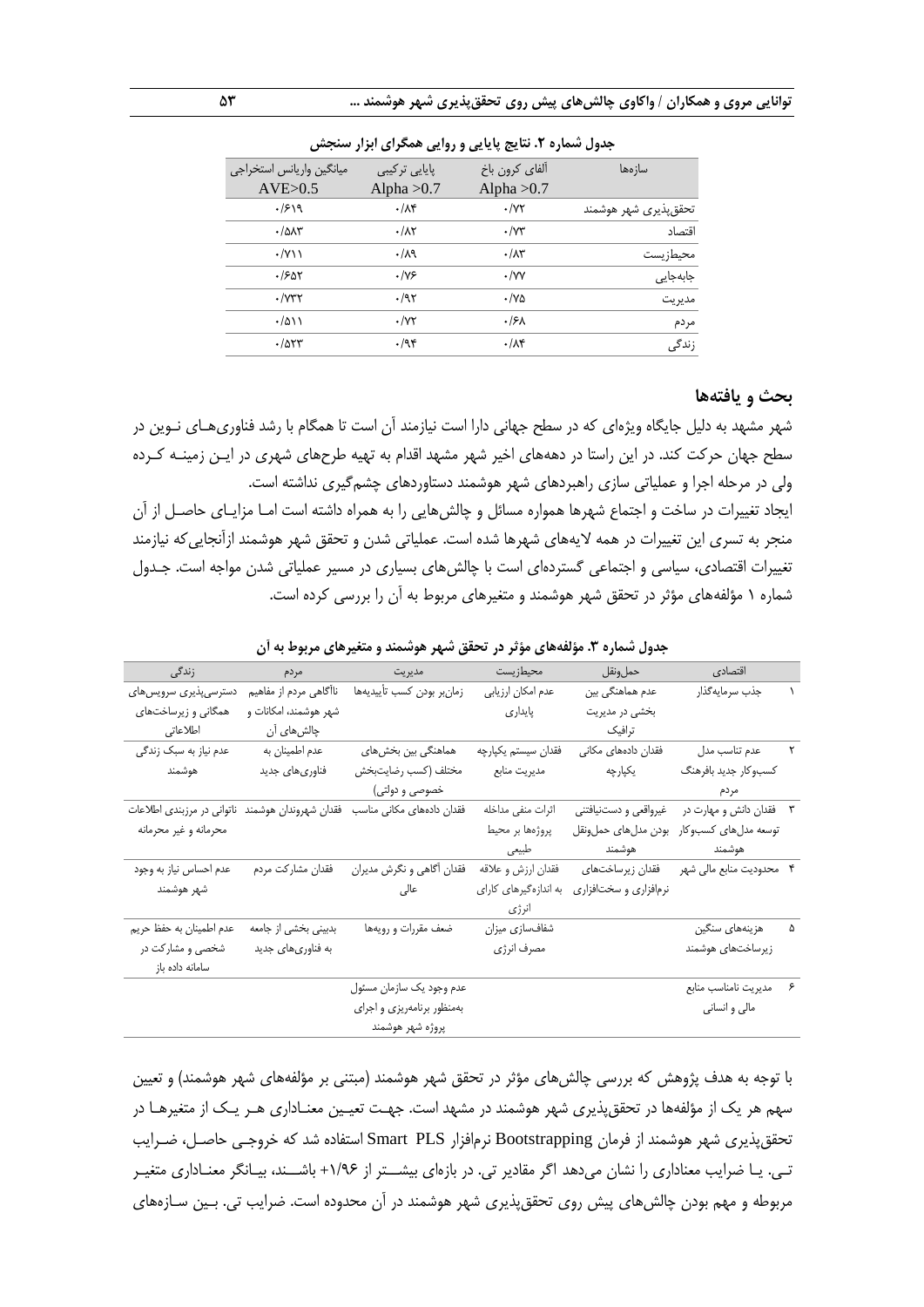**جدول شماره ۲. نتایج پایایی و روایی همگرای ابزار سنجش**

| سازه‌ها | آلفای کرون باخ Alpha >0.7 | پایایی ترکیبی Alpha >0.7 | میانگین واریانس استخراجی AVE>0.5 |
|---|---|---|---|
| تحقق‌پذیری شهر هوشمند | ۰/۷۲ | ۰/۸۴ | ۰/۶۱۹ |
| اقتصاد | ۰/۷۳ | ۰/۸۲ | ۰/۵۸۳ |
| محیط‌زیست | ۰/۸۳ | ۰/۸۹ | ۰/۷۱۱ |
| جابه‌جایی | ۰/۷۷ | ۰/۷۶ | ۰/۶۵۲ |
| مدیریت | ۰/۷۵ | ۰/۹۲ | ۰/۷۳۲ |
| مردم | ۰/۶۸ | ۰/۷۲ | ۰/۵۱۱ |
| زندگی | ۰/۸۴ | ۰/۹۴ | ۰/۵۲۳ |

## بحث و یافته‌ها

شهر مشهد به دلیل جایگاه ویژه‌ای که در سطح جهانی دارا است نیازمند آن است تا همگام با رشد فناوری‌های نـوین در سطح جهان حرکت کند. در این راستا در دهه‌های اخیر شهر مشهد اقدام به تهیه طرح‌های شهری در ایـن زمینـه کـرده ولی در مرحله اجرا و عملیاتی سازی راهبردهای شهر هوشمند دستاوردهای چشم‌گیری نداشته است.

ایجاد تغییرات در ساخت و اجتماع شهرها همواره مسائل و چالش‌هایی را به همراه داشته است امـا مزایـای حاصـل از آن منجر به تسری این تغییرات در همه لایه‌های شهرها شده است. عملیاتی شدن و تحقق شهر هوشمند ازآنجایی‌که نیازمند تغییرات اقتصادی، سیاسی و اجتماعی گسترده‌ای است با چالش‌های بسیاری در مسیر عملیاتی شدن مواجه است. جـدول شماره ۱ مؤلفه‌های مؤثر در تحقق شهر هوشمند و متغیرهای مربوط به آن را بررسی کرده است.

**جدول شماره ۳. مؤلفه‌های مؤثر در تحقق شهر هوشمند و متغیرهای مربوط به آن**

| | اقتصادی | حمل‌ونقل | محیط‌زیست | مدیریت | مردم | زندگی |
|---|---|---|---|---|---|---|
| ۱ | جذب سرمایه‌گذار | عدم هماهنگی بین بخشی در مدیریت ترافیک | عدم امکان ارزیابی پایداری | زمان‌بر بودن کسب تأییدیه‌ها | ناآگاهی مردم از مفاهیم شهر هوشمند، امکانات و چالش‌های آن | دسترسی‌پذیری سرویس‌های همگانی و زیرساخت‌های اطلاعاتی |
| ۲ | عدم تناسب مدل کسب‌وکار جدید بافرهنگ مردم | فقدان داده‌های مکانی یکپارچه | فقدان سیستم یکپارچه مدیریت منابع | هماهنگی بین بخش‌های مختلف (کسب رضایت‌بخش خصوصی و دولتی) | عدم اطمینان به فناوری‌های جدید | عدم نیاز به سبک زندگی هوشمند |
| ۳ | فقدان دانش و مهارت در توسعه مدل‌های کسب‌وکار هوشمند | غیرواقعی و دست‌نیافتنی بودن مدل‌های حمل‌ونقل هوشمند | اثرات منفی مداخله پروژه‌ها بر محیط طبیعی | فقدان داده‌های مکانی مناسب | فقدان شهروندان هوشمند | ناتوانی در مرزبندی اطلاعات محرمانه و غیر محرمانه |
| ۴ | محدودیت منابع مالی شهر | فقدان زیرساخت‌های نرم‌افزاری و سخت‌افزاری | فقدان ارزش و علاقه به اندازه‌گیرهای کارای انرژی | فقدان آگاهی و نگرش مدیران عالی | فقدان مشارکت مردم | عدم احساس نیاز به وجود شهر هوشمند |
| ۵ | هزینه‌های سنگین زیرساخت‌های هوشمند | | شفاف‌سازی میزان مصرف انرژی | ضعف مقررات و رویه‌ها | بدبینی بخشی از جامعه به فناوری‌های جدید | عدم اطمینان به حفظ حریم شخصی و مشارکت در سامانه داده باز |
| ۶ | مدیریت نامناسب منابع مالی و انسانی | | | عدم وجود یک سازمان مسئول به‌منظور برنامه‌ریزی و اجرای پروژه شهر هوشمند | | |

با توجه به هدف پژوهش که بررسی چالش‌های مؤثر در تحقق شهر هوشمند (مبتنی بر مؤلفه‌های شهر هوشمند) و تعیین سهم هر یک از مؤلفه‌ها در تحقق‌پذیری شهر هوشمند در مشهد است. جهـت تعیـین معنـاداری هـر یـک از متغیرهـا در تحقق‌پذیری شهر هوشمند از فرمان Bootstrapping نرم‌افزار Smart PLS استفاده شد که خروجـی حاصـل، ضـرایب تـی. یـا ضرایب معناداری را نشان می‌دهد اگر مقادیر تی. در بازه‌ای بیشـتر از ۱/۹۶+ باشـند، بیـانگر معنـاداری متغیـر مربوطه و مهم بودن چالش‌های پیش روی تحقق‌پذیری شهر هوشمند در آن محدوده است. ضرایب تی. بـین سـازه‌های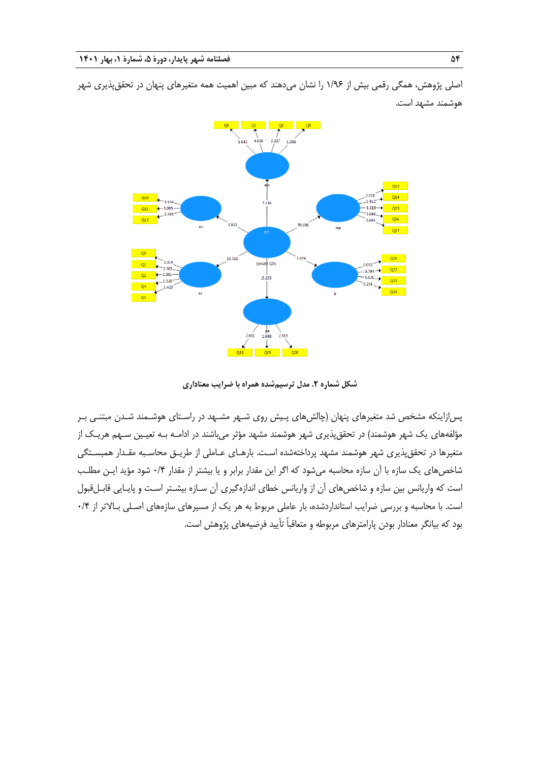اصلی پژوهش، همگی رقمی بیش از ۱/۹۶ را نشان می‌دهند که مبین اهمیت همه متغیرهای پنهان در تحقق‌پذیری شهر هوشمند مشهد است.

**شکل شماره ۲. مدل ترسیم‌شده همراه با ضرایب معناداری**

پس‌ازاینکه مشخص شد متغیرهای پنهان (چالش‌های پیش روی شهر مشهد در راستای هوشمند شدن مبتنی بر مؤلفه‌های یک شهر هوشمند) در تحقق‌پذیری شهر هوشمند مشهد مؤثر می‌باشند در ادامه به تعیین سهم هریک از متغیرها در تحقق‌پذیری شهر هوشمند مشهد پرداخته‌شده است. بارهای عاملی از طریق محاسبه مقدار همبستگی شاخص‌های یک سازه با آن سازه محاسبه می‌شود که اگر این مقدار برابر و یا بیشتر از مقدار ۰/۴ شود مؤید این مطلب است که واریانس بین سازه و شاخص‌های آن از واریانس خطای اندازه‌گیری آن سازه بیشتر است و پایایی قابل‌قبول است. با محاسبه و بررسی ضرایب استانداردشده، بار عاملی مربوط به هر یک از مسیرهای سازه‌های اصلی بالاتر از ۰/۴ بود که بیانگر معنادار بودن پارامترهای مربوطه و متعاقباً تأیید فرضیه‌های پژوهش است.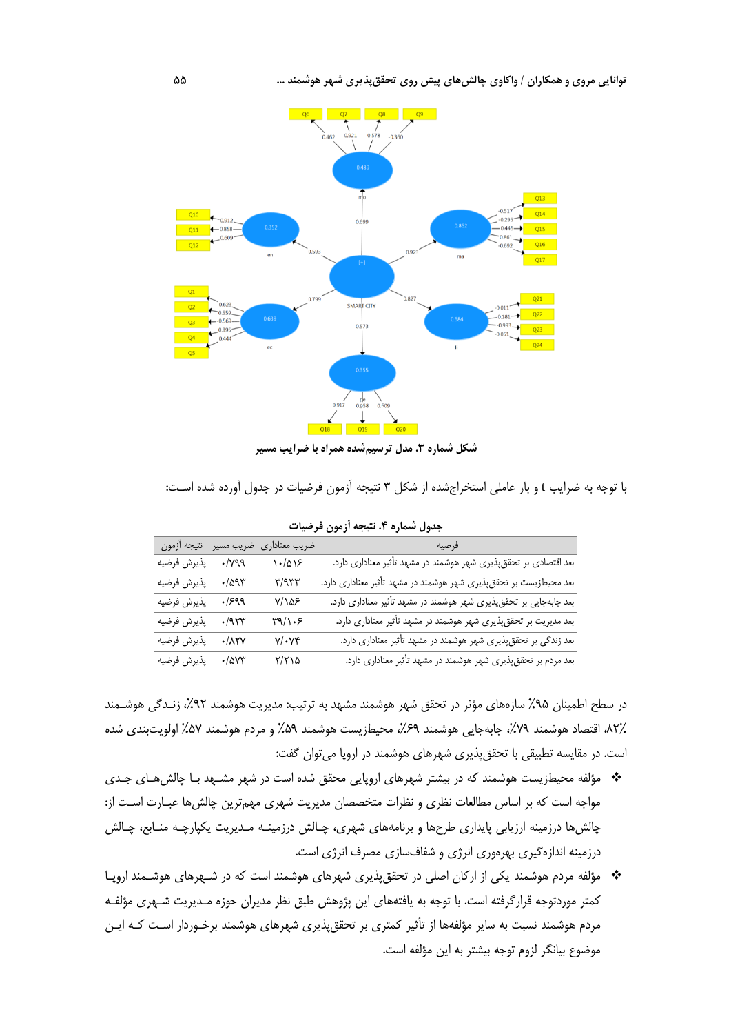شکل شماره ۳. مدل ترسیم‌شده همراه با ضرایب مسیر

با توجه به ضرایب t و بار عاملی استخراج‌شده از شکل ۳ نتیجه آزمون فرضیات در جدول آورده شده اسـت:

**جدول شماره ۴. نتیجه آزمون فرضیات**

| فرضیه | ضریب معناداری | ضریب مسیر | نتیجه آزمون |
| --- | --- | --- | --- |
| بعد اقتصادی بر تحقق‌پذیری شهر هوشمند در مشهد تأثیر معناداری دارد. | ۱۰/۵۱۶ | ۰/۷۹۹ | پذیرش فرضیه |
| بعد محیطزیست بر تحقق‌پذیری شهر هوشمند در مشهد تأثیر معناداری دارد. | ۳/۹۳۳ | ۰/۵۹۳ | پذیرش فرضیه |
| بعد جابه‌جایی بر تحقق‌پذیری شهر هوشمند در مشهد تأثیر معناداری دارد. | ۷/۱۵۶ | ۰/۶۹۹ | پذیرش فرضیه |
| بعد مدیریت بر تحقق‌پذیری شهر هوشمند در مشهد تأثیر معناداری دارد. | ۳۹/۱۰۶ | ۰/۹۲۳ | پذیرش فرضیه |
| بعد زندگی بر تحقق‌پذیری شهر هوشمند در مشهد تأثیر معناداری دارد. | ۷/۰۷۴ | ۰/۸۲۷ | پذیرش فرضیه |
| بعد مردم بر تحقق‌پذیری شهر هوشمند در مشهد تأثیر معناداری دارد. | ۲/۲۱۵ | ۰/۵۷۳ | پذیرش فرضیه |

در سطح اطمینان ۹۵٪ سازه‌های مؤثر در تحقق شهر هوشمند مشهد به ترتیب: مدیریت هوشمند ۹۲٪، زنـدگی هوشـمند ۸۲٪، اقتصاد هوشمند ۷۹٪، جابه‌جایی هوشمند ۶۹٪، محیطزیست هوشمند ۵۹٪ و مردم هوشمند ۵۷٪ اولویت‌بندی شده است. در مقایسه تطبیقی با تحقق‌پذیری شهرهای هوشمند در اروپا می‌توان گفت:

- مؤلفه محیطزیست هوشمند که در بیشتر شهرهای اروپایی محقق شده است در شهر مشـهد بـا چالش‌هـای جـدی مواجه است که بر اساس مطالعات نظری و نظرات متخصصان مدیریت شهری مهم‌ترین چالش‌ها عبـارت اسـت از: چالش‌ها درزمینه ارزیابی پایداری طرح‌ها و برنامه‌های شهری، چـالش درزمینـه مـدیریت یکپارچـه منـابع، چـالش درزمینه اندازه‌گیری بهره‌وری انرژی و شفاف‌سازی مصرف انرژی است.
- مؤلفه مردم هوشمند یکی از ارکان اصلی در تحقق‌پذیری شهرهای هوشمند است که در شـهرهای هوشـمند اروپـا کمتر موردتوجه قرارگرفته است. با توجه به یافته‌های این پژوهش طبق نظر مدیران حوزه مـدیریت شـهری مؤلفـه مردم هوشمند نسبت به سایر مؤلفه‌ها از تأثیر کمتری بر تحقق‌پذیری شهرهای هوشمند برخـوردار اسـت کـه ایـن موضوع بیانگر لزوم توجه بیشتر به این مؤلفه است.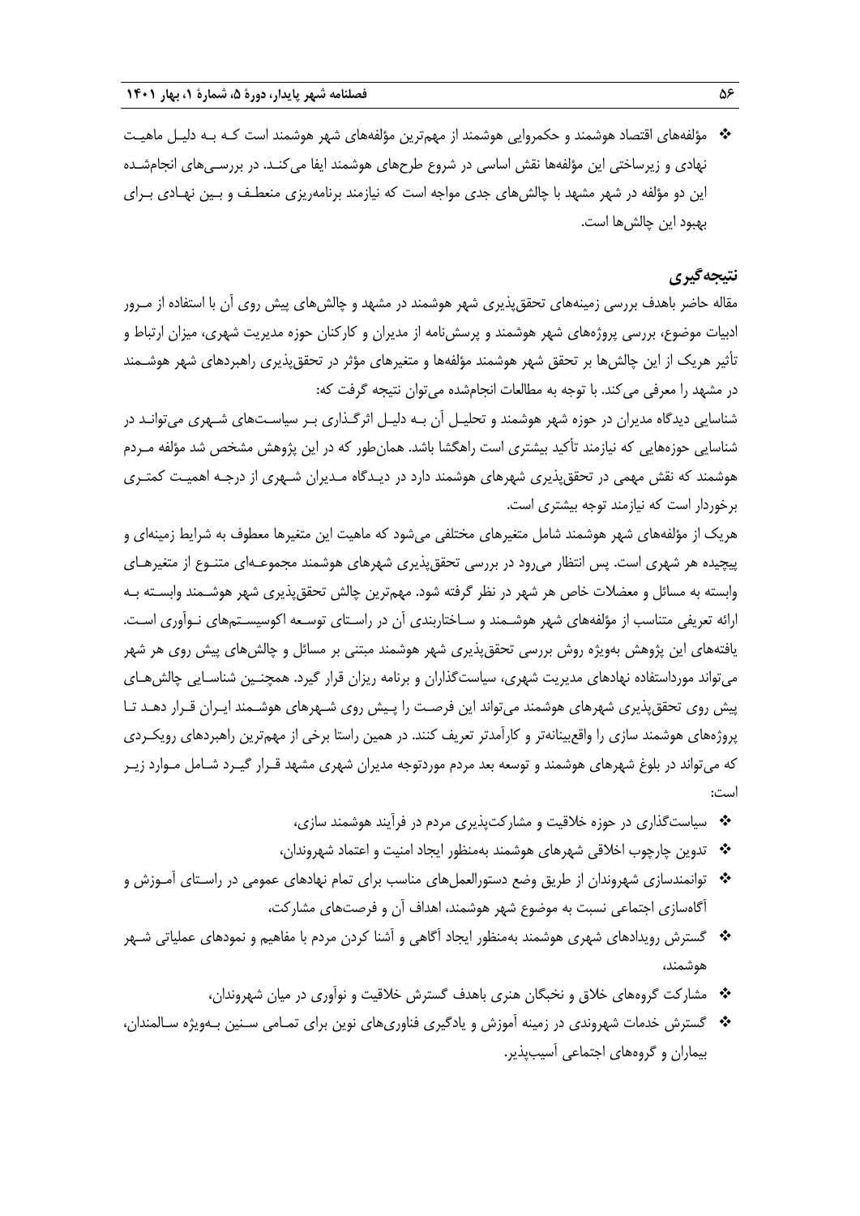- مؤلفه‌های اقتصاد هوشمند و حکمروایی هوشمند از مهم‌ترین مؤلفه‌های شهر هوشمند است که به دلیل ماهیت نهادی و زیرساختی این مؤلفه‌ها نقش اساسی در شروع طرح‌های هوشمند ایفا می‌کند. در بررسی‌های انجام‌شده این دو مؤلفه در شهر مشهد با چالش‌های جدی مواجه است که نیازمند برنامه‌ریزی منعطف و بین نهادی برای بهبود این چالش‌ها است.

## نتیجه‌گیری

مقاله حاضر باهدف بررسی زمینه‌های تحقق‌پذیری شهر هوشمند در مشهد و چالش‌های پیش روی آن با استفاده از مرور ادبیات موضوع، بررسی پروژه‌های شهر هوشمند و پرسش‌نامه از مدیران و کارکنان حوزه مدیریت شهری، میزان ارتباط و تأثیر هریک از این چالش‌ها بر تحقق شهر هوشمند مؤلفه‌ها و متغیرهای مؤثر در تحقق‌پذیری راهبردهای شهر هوشمند در مشهد را معرفی می‌کند. با توجه به مطالعات انجام‌شده می‌توان نتیجه گرفت که:

شناسایی دیدگاه مدیران در حوزه شهر هوشمند و تحلیل آن به دلیل اثرگذاری بر سیاست‌های شهری می‌تواند در شناسایی حوزه‌هایی که نیازمند تأکید بیشتری است راهگشا باشد. همان‌طور که در این پژوهش مشخص شد مؤلفه مردم هوشمند که نقش مهمی در تحقق‌پذیری شهرهای هوشمند دارد در دیدگاه مدیران شهری از درجه اهمیت کمتری برخوردار است که نیازمند توجه بیشتری است.

هریک از مؤلفه‌های شهر هوشمند شامل متغیرهای مختلفی می‌شود که ماهیت این متغیرها معطوف به شرایط زمینه‌ای و پیچیده هر شهری است. پس انتظار می‌رود در بررسی تحقق‌پذیری شهرهای هوشمند مجموعه‌ای متنوع از متغیرهای وابسته به مسائل و معضلات خاص هر شهر در نظر گرفته شود. مهم‌ترین چالش تحقق‌پذیری شهر هوشمند وابسته به ارائه تعریفی متناسب از مؤلفه‌های شهر هوشمند و ساختاربندی آن در راستای توسعه اکوسیستم‌های نوآوری است. یافته‌های این پژوهش به‌ویژه روش بررسی تحقق‌پذیری شهر هوشمند مبتنی بر مسائل و چالش‌های پیش روی هر شهر می‌تواند مورداستفاده نهادهای مدیریت شهری، سیاست‌گذاران و برنامه ریزان قرار گیرد. همچنین شناسایی چالش‌های پیش روی تحقق‌پذیری شهرهای هوشمند می‌تواند این فرصت را پیش روی شهرهای هوشمند ایران قرار دهد تا پروژه‌های هوشمند سازی را واقع‌بینانه‌تر و کارآمدتر تعریف کنند. در همین راستا برخی از مهم‌ترین راهبردهای رویکردی که می‌تواند در بلوغ شهرهای هوشمند و توسعه بعد مردم موردتوجه مدیران شهری مشهد قرار گیرد شامل موارد زیر است:

- سیاست‌گذاری در حوزه خلاقیت و مشارکت‌پذیری مردم در فرآیند هوشمند سازی،
- تدوین چارچوب اخلاقی شهرهای هوشمند به‌منظور ایجاد امنیت و اعتماد شهروندان،
- توانمندسازی شهروندان از طریق وضع دستورالعمل‌های مناسب برای تمام نهادهای عمومی در راستای آموزش و آگاه‌سازی اجتماعی نسبت به موضوع شهر هوشمند، اهداف آن و فرصت‌های مشارکت،
- گسترش رویدادهای شهری هوشمند به‌منظور ایجاد آگاهی و آشنا کردن مردم با مفاهیم و نمودهای عملیاتی شهر هوشمند،
- مشارکت گروه‌های خلاق و نخبگان هنری باهدف گسترش خلاقیت و نوآوری در میان شهروندان،
- گسترش خدمات شهروندی در زمینه آموزش و یادگیری فناوری‌های نوین برای تمامی سنین به‌ویژه سالمندان، بیماران و گروه‌های اجتماعی آسیب‌پذیر.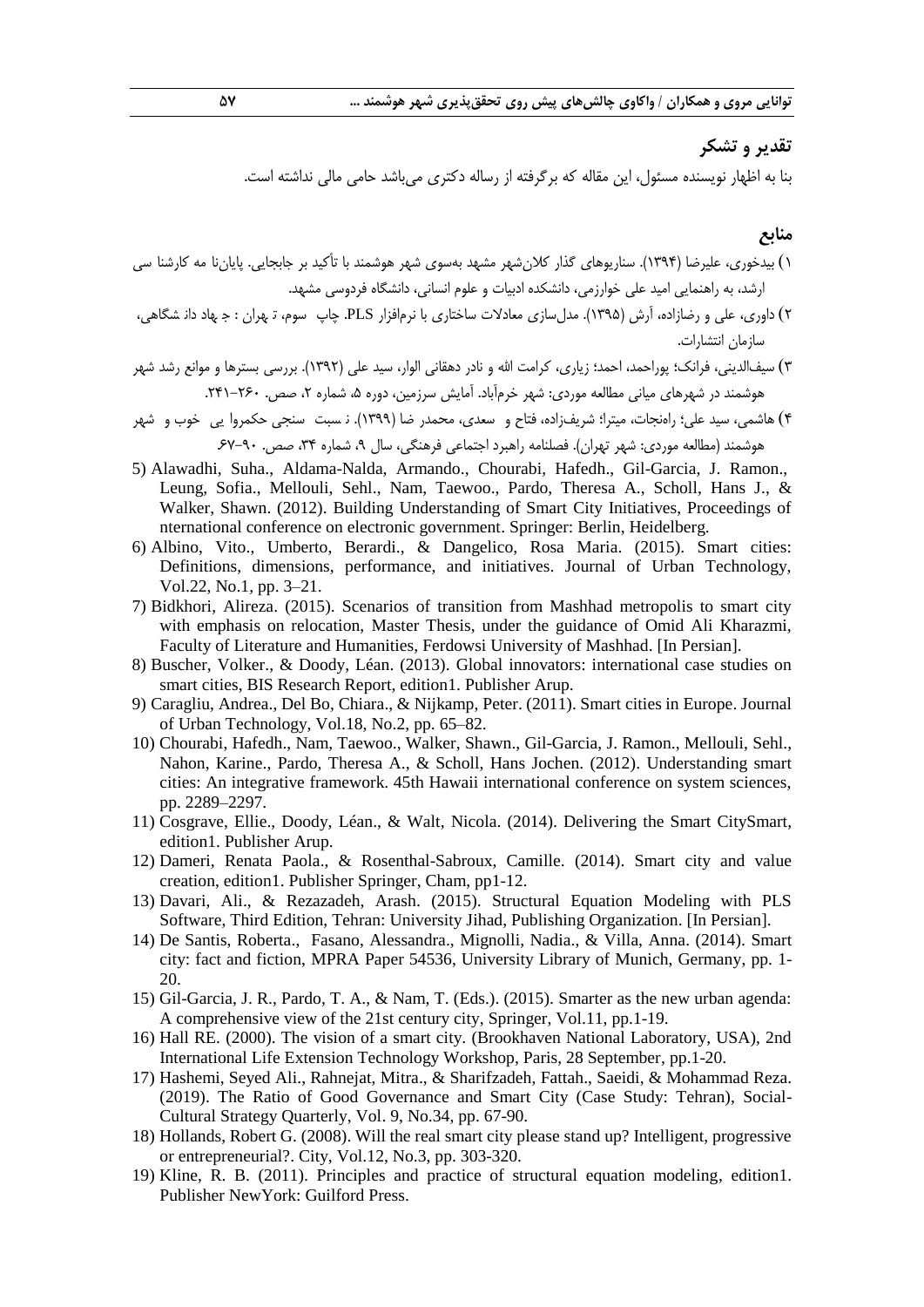## تقدیر و تشکر

بنا به اظهار نویسنده مسئول، این مقاله که برگرفته از رساله دکتری می‌باشد حامی مالی نداشته است.

## منابع

۱) بیدخوری، علیرضا (۱۳۹۴). سناریوهای گذار کلان‌شهر مشهد به‌سوی شهر هوشمند با تأکید بر جابجایی. پایان‌نا مه کارشنا سی ارشد، به راهنمایی امید علی خوارزمی، دانشکده ادبیات و علوم انسانی، دانشگاه فردوسی مشهد.

۲) داوری، علی و رضازاده، آرش (۱۳۹۵). مدل‌سازی معادلات ساختاری با نرم‌افزار PLS. چاپ سوم، ت هران : ج هاد دان شگاهی، سازمان انتشارات.

۳) سیف‌الدینی، فرانک؛ پوراحمد، احمد؛ زیاری، کرامت الله و نادر دهقانی الوار، سید علی (۱۳۹۲). بررسی بسترها و موانع رشد شهر هوشمند در شهرهای میانی مطالعه موردی: شهر خرم‌آباد. آمایش سرزمین، دوره ۵، شماره ۲، صص. ۲۶۰-۲۴۱.

۴) هاشمی، سید علی؛ راه‌نجات، میترا؛ شریف‌زاده، فتاح و سعدی، محمدر ضا (۱۳۹۹). ن سبت سنجی حکمروا یی خوب و شهر هوشمند (مطالعه موردی: شهر تهران). فصلنامه راهبرد اجتماعی فرهنگی، سال ۹، شماره ۳۴، صص. ۹۰-۶۷.

5) Alawadhi, Suha., Aldama-Nalda, Armando., Chourabi, Hafedh., Gil-Garcia, J. Ramon., Leung, Sofia., Mellouli, Sehl., Nam, Taewoo., Pardo, Theresa A., Scholl, Hans J., & Walker, Shawn. (2012). Building Understanding of Smart City Initiatives, Proceedings of nternational conference on electronic government. Springer: Berlin, Heidelberg.

6) Albino, Vito., Umberto, Berardi., & Dangelico, Rosa Maria. (2015). Smart cities: Definitions, dimensions, performance, and initiatives. Journal of Urban Technology, Vol.22, No.1, pp. 3–21.

7) Bidkhori, Alireza. (2015). Scenarios of transition from Mashhad metropolis to smart city with emphasis on relocation, Master Thesis, under the guidance of Omid Ali Kharazmi, Faculty of Literature and Humanities, Ferdowsi University of Mashhad. [In Persian].

8) Buscher, Volker., & Doody, Léan. (2013). Global innovators: international case studies on smart cities, BIS Research Report, edition1. Publisher Arup.

9) Caragliu, Andrea., Del Bo, Chiara., & Nijkamp, Peter. (2011). Smart cities in Europe. Journal of Urban Technology, Vol.18, No.2, pp. 65–82.

10) Chourabi, Hafedh., Nam, Taewoo., Walker, Shawn., Gil-Garcia, J. Ramon., Mellouli, Sehl., Nahon, Karine., Pardo, Theresa A., & Scholl, Hans Jochen. (2012). Understanding smart cities: An integrative framework. 45th Hawaii international conference on system sciences, pp. 2289–2297.

11) Cosgrave, Ellie., Doody, Léan., & Walt, Nicola. (2014). Delivering the Smart CitySmart, edition1. Publisher Arup.

12) Dameri, Renata Paola., & Rosenthal-Sabroux, Camille. (2014). Smart city and value creation, edition1. Publisher Springer, Cham, pp1-12.

13) Davari, Ali., & Rezazadeh, Arash. (2015). Structural Equation Modeling with PLS Software, Third Edition, Tehran: University Jihad, Publishing Organization. [In Persian].

14) De Santis, Roberta., Fasano, Alessandra., Mignolli, Nadia., & Villa, Anna. (2014). Smart city: fact and fiction, MPRA Paper 54536, University Library of Munich, Germany, pp. 1-20.

15) Gil-Garcia, J. R., Pardo, T. A., & Nam, T. (Eds.). (2015). Smarter as the new urban agenda: A comprehensive view of the 21st century city, Springer, Vol.11, pp.1-19.

16) Hall RE. (2000). The vision of a smart city. (Brookhaven National Laboratory, USA), 2nd International Life Extension Technology Workshop, Paris, 28 September, pp.1-20.

17) Hashemi, Seyed Ali., Rahnejat, Mitra., & Sharifzadeh, Fattah., Saeidi, & Mohammad Reza. (2019). The Ratio of Good Governance and Smart City (Case Study: Tehran), Social-Cultural Strategy Quarterly, Vol. 9, No.34, pp. 67-90.

18) Hollands, Robert G. (2008). Will the real smart city please stand up? Intelligent, progressive or entrepreneurial?. City, Vol.12, No.3, pp. 303-320.

19) Kline, R. B. (2011). Principles and practice of structural equation modeling, edition1. Publisher NewYork: Guilford Press.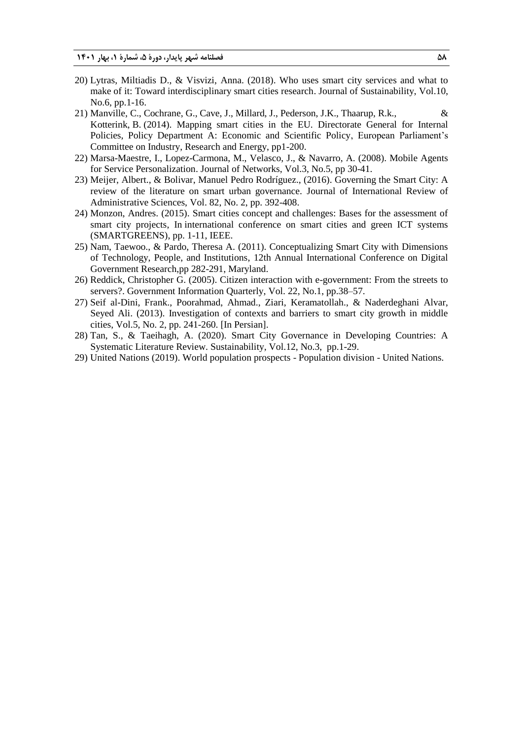20) Lytras, Miltiadis D., & Visvizi, Anna. (2018). Who uses smart city services and what to make of it: Toward interdisciplinary smart cities research. Journal of Sustainability, Vol.10, No.6, pp.1-16.
21) Manville, C., Cochrane, G., Cave, J., Millard, J., Pederson, J.K., Thaarup, R.k., & Kotterink, B. (2014). Mapping smart cities in the EU. Directorate General for Internal Policies, Policy Department A: Economic and Scientific Policy, European Parliament's Committee on Industry, Research and Energy, pp1-200.
22) Marsa-Maestre, I., Lopez-Carmona, M., Velasco, J., & Navarro, A. (2008). Mobile Agents for Service Personalization. Journal of Networks, Vol.3, No.5, pp 30-41.
23) Meijer, Albert., & Bolivar, Manuel Pedro Rodríguez., (2016). Governing the Smart City: A review of the literature on smart urban governance. Journal of International Review of Administrative Sciences, Vol. 82, No. 2, pp. 392-408.
24) Monzon, Andres. (2015). Smart cities concept and challenges: Bases for the assessment of smart city projects, In international conference on smart cities and green ICT systems (SMARTGREENS), pp. 1-11, IEEE.
25) Nam, Taewoo., & Pardo, Theresa A. (2011). Conceptualizing Smart City with Dimensions of Technology, People, and Institutions, 12th Annual International Conference on Digital Government Research,pp 282-291, Maryland.
26) Reddick, Christopher G. (2005). Citizen interaction with e-government: From the streets to servers?. Government Information Quarterly, Vol. 22, No.1, pp.38–57.
27) Seif al-Dini, Frank., Poorahmad, Ahmad., Ziari, Keramatollah., & Naderdeghani Alvar, Seyed Ali. (2013). Investigation of contexts and barriers to smart city growth in middle cities, Vol.5, No. 2, pp. 241-260. [In Persian].
28) Tan, S., & Taeihagh, A. (2020). Smart City Governance in Developing Countries: A Systematic Literature Review. Sustainability, Vol.12, No.3, pp.1-29.
29) United Nations (2019). World population prospects - Population division - United Nations.